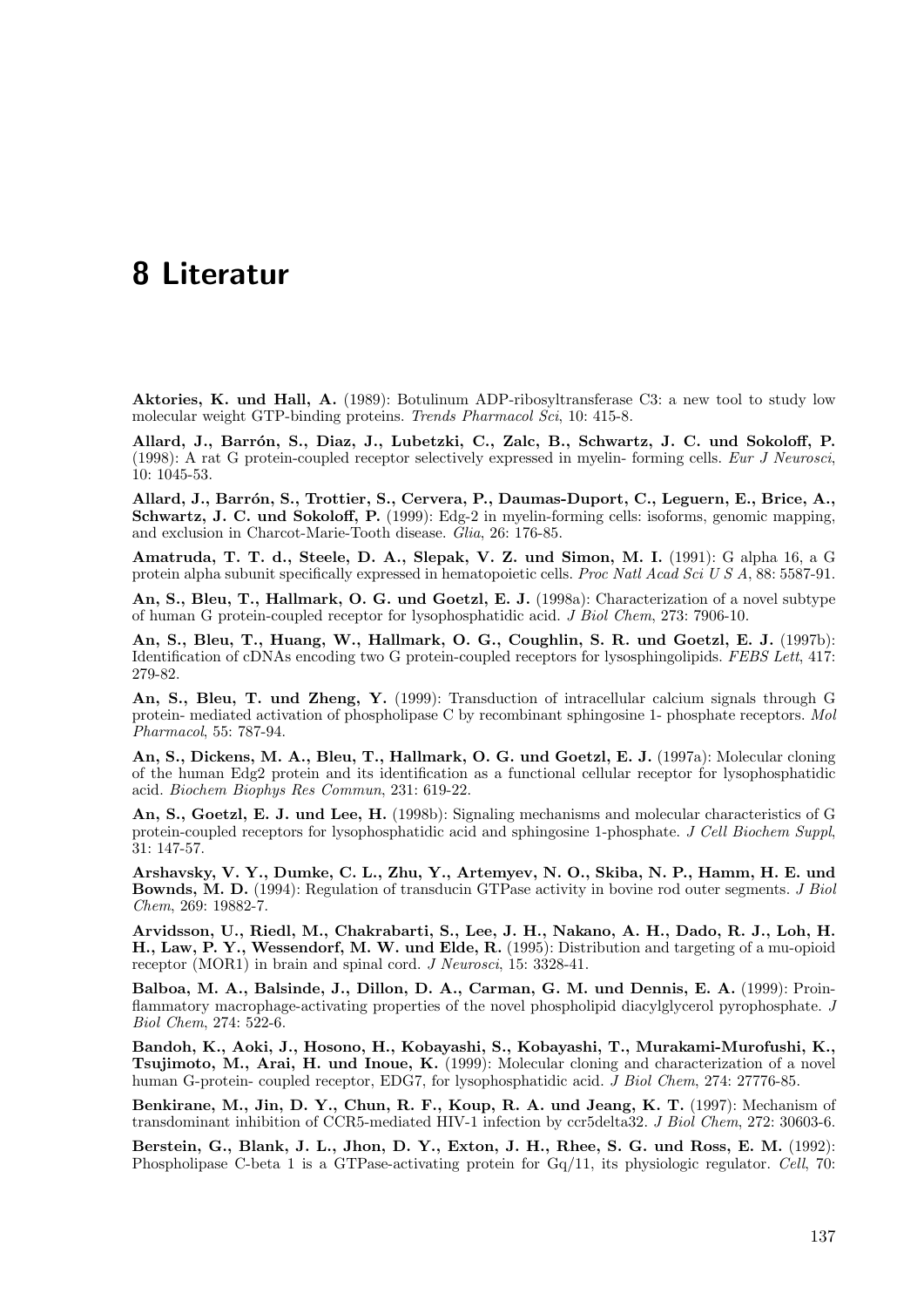# 8 Literatur

**Aktories, K. und Hall, A.** (1989): Botulinum ADP-ribosyltransferase C3: a new tool to study low molecular weight GTP-binding proteins. *Trends Pharmacol Sci*, 10: 415-8.

**Allard, J., Barrón, S., Diaz, J., Lubetzki, C., Zalc, B., Schwartz, J. C. und Sokoloff, P.** (1998): A rat G protein-coupled receptor selectively expressed in myelin- forming cells. *Eur J Neurosci*, 10: 1045-53.

**Allard, J., Barrón, S., Trottier, S., Cervera, P., Daumas-Duport, C., Leguern, E., Brice, A., Schwartz, J. C. und Sokoloff, P.** (1999): Edg-2 in myelin-forming cells: isoforms, genomic mapping, and exclusion in Charcot-Marie-Tooth disease. *Glia*, 26: 176-85.

**Amatruda, T. T. d., Steele, D. A., Slepak, V. Z. und Simon, M. I.** (1991): G alpha 16, a G protein alpha subunit specifically expressed in hematopoietic cells. *Proc Natl Acad Sci U S A*, 88: 5587-91.

**An, S., Bleu, T., Hallmark, O. G. und Goetzl, E. J.** (1998a): Characterization of a novel subtype of human G protein-coupled receptor for lysophosphatidic acid. *J Biol Chem*, 273: 7906-10.

**An, S., Bleu, T., Huang, W., Hallmark, O. G., Coughlin, S. R. und Goetzl, E. J.** (1997b): Identification of cDNAs encoding two G protein-coupled receptors for lysosphingolipids. *FEBS Lett*, 417: 279-82.

**An, S., Bleu, T. und Zheng, Y.** (1999): Transduction of intracellular calcium signals through G protein- mediated activation of phospholipase C by recombinant sphingosine 1- phosphate receptors. *Mol Pharmacol*, 55: 787-94.

**An, S., Dickens, M. A., Bleu, T., Hallmark, O. G. und Goetzl, E. J.** (1997a): Molecular cloning of the human Edg2 protein and its identification as a functional cellular receptor for lysophosphatidic acid. *Biochem Biophys Res Commun*, 231: 619-22.

**An, S., Goetzl, E. J. und Lee, H.** (1998b): Signaling mechanisms and molecular characteristics of G protein-coupled receptors for lysophosphatidic acid and sphingosine 1-phosphate. *J Cell Biochem Suppl*, 31: 147-57.

**Arshavsky, V. Y., Dumke, C. L., Zhu, Y., Artemyev, N. O., Skiba, N. P., Hamm, H. E. und Bownds, M. D.** (1994): Regulation of transducin GTPase activity in bovine rod outer segments. *J Biol Chem*, 269: 19882-7.

**Arvidsson, U., Riedl, M., Chakrabarti, S., Lee, J. H., Nakano, A. H., Dado, R. J., Loh, H. H., Law, P. Y., Wessendorf, M. W. und Elde, R.** (1995): Distribution and targeting of a mu-opioid receptor (MOR1) in brain and spinal cord. *J Neurosci*, 15: 3328-41.

**Balboa, M. A., Balsinde, J., Dillon, D. A., Carman, G. M. und Dennis, E. A.** (1999): Proinflammatory macrophage-activating properties of the novel phospholipid diacylglycerol pyrophosphate. *J Biol Chem*, 274: 522-6.

**Bandoh, K., Aoki, J., Hosono, H., Kobayashi, S., Kobayashi, T., Murakami-Murofushi, K., Tsujimoto, M., Arai, H. und Inoue, K.** (1999): Molecular cloning and characterization of a novel human G-protein- coupled receptor, EDG7, for lysophosphatidic acid. *J Biol Chem*, 274: 27776-85.

**Benkirane, M., Jin, D. Y., Chun, R. F., Koup, R. A. und Jeang, K. T.** (1997): Mechanism of transdominant inhibition of CCR5-mediated HIV-1 infection by ccr5delta32. *J Biol Chem*, 272: 30603-6.

**Berstein, G., Blank, J. L., Jhon, D. Y., Exton, J. H., Rhee, S. G. und Ross, E. M.** (1992): Phospholipase C-beta 1 is a GTPase-activating protein for Gq/11, its physiologic regulator. *Cell*, 70: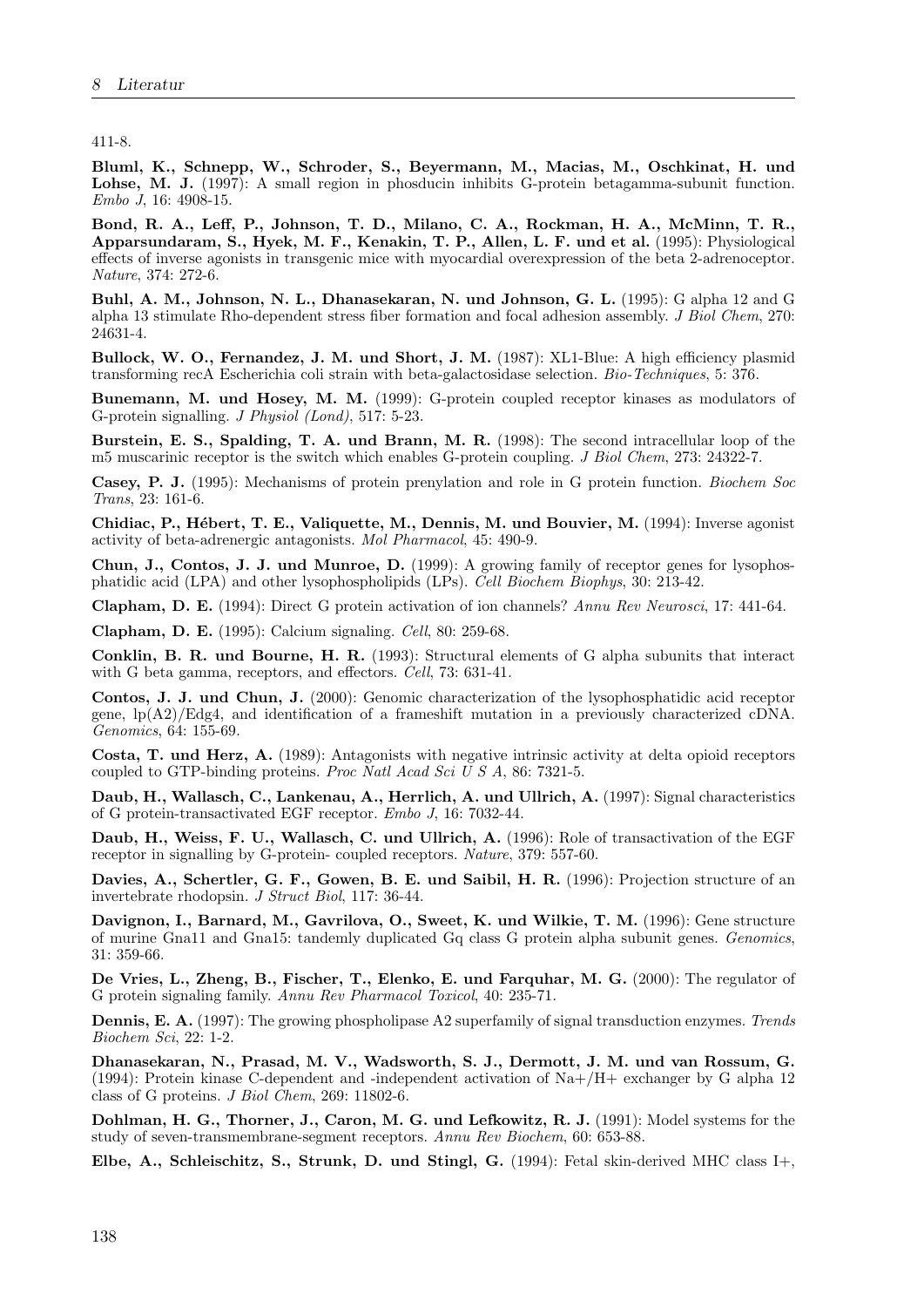411-8.

**Bluml, K., Schnepp, W., Schroder, S., Beyermann, M., Macias, M., Oschkinat, H. und Lohse, M. J.** (1997): A small region in phosducin inhibits G-protein betagamma-subunit function. *Embo J*, 16: 4908-15.

**Bond, R. A., Leff, P., Johnson, T. D., Milano, C. A., Rockman, H. A., McMinn, T. R., Apparsundaram, S., Hyek, M. F., Kenakin, T. P., Allen, L. F. und et al.** (1995): Physiological effects of inverse agonists in transgenic mice with myocardial overexpression of the beta 2-adrenoceptor. *Nature*, 374: 272-6.

**Buhl, A. M., Johnson, N. L., Dhanasekaran, N. und Johnson, G. L.** (1995): G alpha 12 and G alpha 13 stimulate Rho-dependent stress fiber formation and focal adhesion assembly. *J Biol Chem*, 270: 24631-4.

**Bullock, W. O., Fernandez, J. M. und Short, J. M.** (1987): XL1-Blue: A high efficiency plasmid transforming recA Escherichia coli strain with beta-galactosidase selection. *Bio-Techniques*, 5: 376.

**Bunemann, M. und Hosey, M. M.** (1999): G-protein coupled receptor kinases as modulators of G-protein signalling. *J Physiol (Lond)*, 517: 5-23.

**Burstein, E. S., Spalding, T. A. und Brann, M. R.** (1998): The second intracellular loop of the m5 muscarinic receptor is the switch which enables G-protein coupling. *J Biol Chem*, 273: 24322-7.

**Casey, P. J.** (1995): Mechanisms of protein prenylation and role in G protein function. *Biochem Soc Trans*, 23: 161-6.

**Chidiac, P., Hébert, T. E., Valiquette, M., Dennis, M. und Bouvier, M.** (1994): Inverse agonist activity of beta-adrenergic antagonists. *Mol Pharmacol*, 45: 490-9.

**Chun, J., Contos, J. J. und Munroe, D.** (1999): A growing family of receptor genes for lysophosphatidic acid (LPA) and other lysophospholipids (LPs). *Cell Biochem Biophys*, 30: 213-42.

**Clapham, D. E.** (1994): Direct G protein activation of ion channels? *Annu Rev Neurosci*, 17: 441-64.

**Clapham, D. E.** (1995): Calcium signaling. *Cell*, 80: 259-68.

**Conklin, B. R. und Bourne, H. R.** (1993): Structural elements of G alpha subunits that interact with G beta gamma, receptors, and effectors. *Cell*, 73: 631-41.

**Contos, J. J. und Chun, J.** (2000): Genomic characterization of the lysophosphatidic acid receptor gene, lp(A2)/Edg4, and identification of a frameshift mutation in a previously characterized cDNA. *Genomics*, 64: 155-69.

**Costa, T. und Herz, A.** (1989): Antagonists with negative intrinsic activity at delta opioid receptors coupled to GTP-binding proteins. *Proc Natl Acad Sci U S A*, 86: 7321-5.

**Daub, H., Wallasch, C., Lankenau, A., Herrlich, A. und Ullrich, A.** (1997): Signal characteristics of G protein-transactivated EGF receptor. *Embo J*, 16: 7032-44.

**Daub, H., Weiss, F. U., Wallasch, C. und Ullrich, A.** (1996): Role of transactivation of the EGF receptor in signalling by G-protein- coupled receptors. *Nature*, 379: 557-60.

**Davies, A., Schertler, G. F., Gowen, B. E. und Saibil, H. R.** (1996): Projection structure of an invertebrate rhodopsin. *J Struct Biol*, 117: 36-44.

**Davignon, I., Barnard, M., Gavrilova, O., Sweet, K. und Wilkie, T. M.** (1996): Gene structure of murine Gna11 and Gna15: tandemly duplicated Gq class G protein alpha subunit genes. *Genomics*, 31: 359-66.

**De Vries, L., Zheng, B., Fischer, T., Elenko, E. und Farquhar, M. G.** (2000): The regulator of G protein signaling family. *Annu Rev Pharmacol Toxicol*, 40: 235-71.

**Dennis, E. A.** (1997): The growing phospholipase A2 superfamily of signal transduction enzymes. *Trends Biochem Sci*, 22: 1-2.

**Dhanasekaran, N., Prasad, M. V., Wadsworth, S. J., Dermott, J. M. und van Rossum, G.** (1994): Protein kinase C-dependent and -independent activation of $Na^+/H^+$ exchanger by G alpha 12 class of G proteins. *J Biol Chem*, 269: 11802-6.

**Dohlman, H. G., Thorner, J., Caron, M. G. und Lefkowitz, R. J.** (1991): Model systems for the study of seven-transmembrane-segment receptors. *Annu Rev Biochem*, 60: 653-88.

**Elbe, A., Schleischitz, S., Strunk, D. und Stingl, G.** (1994): Fetal skin-derived MHC class I+,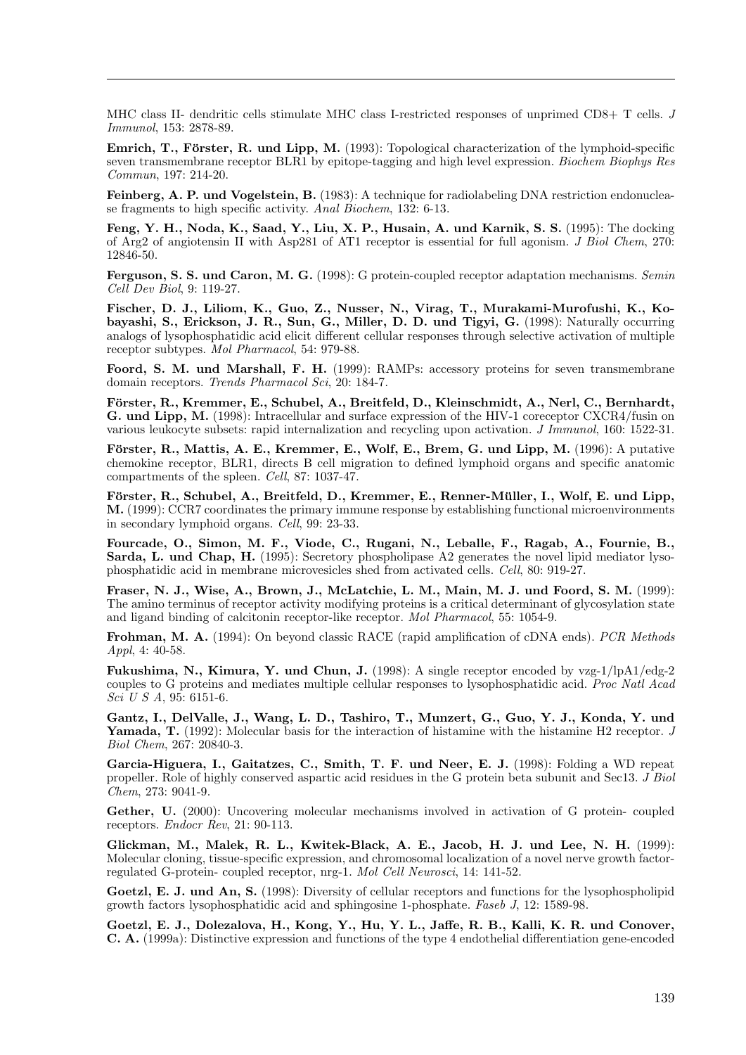MHC class II- dendritic cells stimulate MHC class I-restricted responses of unprimed CD8+ T cells. *J Immunol*, 153: 2878-89.

**Emrich, T., Förster, R. und Lipp, M.** (1993): Topological characterization of the lymphoid-specific seven transmembrane receptor BLR1 by epitope-tagging and high level expression. *Biochem Biophys Res Commun*, 197: 214-20.

**Feinberg, A. P. und Vogelstein, B.** (1983): A technique for radiolabeling DNA restriction endonuclease fragments to high specific activity. *Anal Biochem*, 132: 6-13.

**Feng, Y. H., Noda, K., Saad, Y., Liu, X. P., Husain, A. und Karnik, S. S.** (1995): The docking of Arg2 of angiotensin II with Asp281 of AT1 receptor is essential for full agonism. *J Biol Chem*, 270: 12846-50.

**Ferguson, S. S. und Caron, M. G.** (1998): G protein-coupled receptor adaptation mechanisms. *Semin Cell Dev Biol*, 9: 119-27.

**Fischer, D. J., Liliom, K., Guo, Z., Nusser, N., Virag, T., Murakami-Murofushi, K., Kobayashi, S., Erickson, J. R., Sun, G., Miller, D. D. und Tigyi, G.** (1998): Naturally occurring analogs of lysophosphatidic acid elicit different cellular responses through selective activation of multiple receptor subtypes. *Mol Pharmacol*, 54: 979-88.

**Foord, S. M. und Marshall, F. H.** (1999): RAMPs: accessory proteins for seven transmembrane domain receptors. *Trends Pharmacol Sci*, 20: 184-7.

**Förster, R., Kremmer, E., Schubel, A., Breitfeld, D., Kleinschmidt, A., Nerl, C., Bernhardt, G. und Lipp, M.** (1998): Intracellular and surface expression of the HIV-1 coreceptor CXCR4/fusin on various leukocyte subsets: rapid internalization and recycling upon activation. *J Immunol*, 160: 1522-31.

**Förster, R., Mattis, A. E., Kremmer, E., Wolf, E., Brem, G. und Lipp, M.** (1996): A putative chemokine receptor, BLR1, directs B cell migration to defined lymphoid organs and specific anatomic compartments of the spleen. *Cell*, 87: 1037-47.

**Förster, R., Schubel, A., Breitfeld, D., Kremmer, E., Renner-Müller, I., Wolf, E. und Lipp, M.** (1999): CCR7 coordinates the primary immune response by establishing functional microenvironments in secondary lymphoid organs. *Cell*, 99: 23-33.

**Fourcade, O., Simon, M. F., Viode, C., Rugani, N., Leballe, F., Ragab, A., Fournie, B., Sarda, L. und Chap, H.** (1995): Secretory phospholipase A2 generates the novel lipid mediator lysophosphatidic acid in membrane microvesicles shed from activated cells. *Cell*, 80: 919-27.

**Fraser, N. J., Wise, A., Brown, J., McLatchie, L. M., Main, M. J. und Foord, S. M.** (1999): The amino terminus of receptor activity modifying proteins is a critical determinant of glycosylation state and ligand binding of calcitonin receptor-like receptor. *Mol Pharmacol*, 55: 1054-9.

**Frohman, M. A.** (1994): On beyond classic RACE (rapid amplification of cDNA ends). *PCR Methods Appl*, 4: 40-58.

**Fukushima, N., Kimura, Y. und Chun, J.** (1998): A single receptor encoded by vzg-1/lpA1/edg-2 couples to G proteins and mediates multiple cellular responses to lysophosphatidic acid. *Proc Natl Acad Sci U S A*, 95: 6151-6.

**Gantz, I., DelValle, J., Wang, L. D., Tashiro, T., Munzert, G., Guo, Y. J., Konda, Y. und Yamada, T.** (1992): Molecular basis for the interaction of histamine with the histamine H2 receptor. *J Biol Chem*, 267: 20840-3.

**Garcia-Higuera, I., Gaitatzes, C., Smith, T. F. und Neer, E. J.** (1998): Folding a WD repeat propeller. Role of highly conserved aspartic acid residues in the G protein beta subunit and Sec13. *J Biol Chem*, 273: 9041-9.

**Gether, U.** (2000): Uncovering molecular mechanisms involved in activation of G protein- coupled receptors. *Endocr Rev*, 21: 90-113.

**Glickman, M., Malek, R. L., Kwitek-Black, A. E., Jacob, H. J. und Lee, N. H.** (1999): Molecular cloning, tissue-specific expression, and chromosomal localization of a novel nerve growth factor-regulated G-protein- coupled receptor, nrg-1. *Mol Cell Neurosci*, 14: 141-52.

**Goetzl, E. J. und An, S.** (1998): Diversity of cellular receptors and functions for the lysophospholipid growth factors lysophosphatidic acid and sphingosine 1-phosphate. *Faseb J*, 12: 1589-98.

**Goetzl, E. J., Dolezalova, H., Kong, Y., Hu, Y. L., Jaffe, R. B., Kalli, K. R. und Conover, C. A.** (1999a): Distinctive expression and functions of the type 4 endothelial differentiation gene-encoded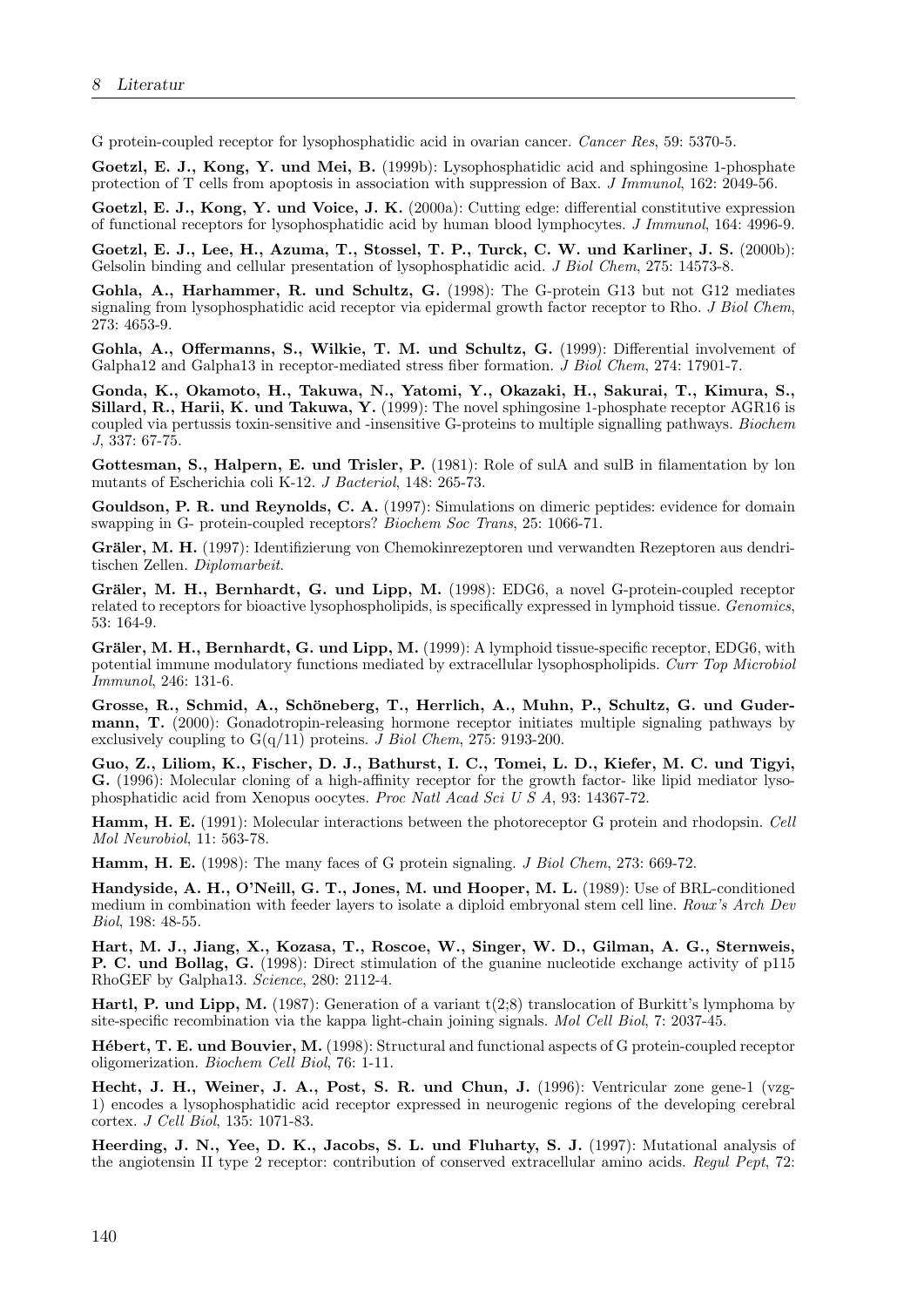G protein-coupled receptor for lysophosphatidic acid in ovarian cancer. *Cancer Res*, 59: 5370-5.

**Goetzl, E. J., Kong, Y. und Mei, B.** (1999b): Lysophosphatidic acid and sphingosine 1-phosphate protection of T cells from apoptosis in association with suppression of Bax. *J Immunol*, 162: 2049-56.

**Goetzl, E. J., Kong, Y. und Voice, J. K.** (2000a): Cutting edge: differential constitutive expression of functional receptors for lysophosphatidic acid by human blood lymphocytes. *J Immunol*, 164: 4996-9.

**Goetzl, E. J., Lee, H., Azuma, T., Stossel, T. P., Turck, C. W. und Karliner, J. S.** (2000b): Gelsolin binding and cellular presentation of lysophosphatidic acid. *J Biol Chem*, 275: 14573-8.

**Gohla, A., Harhammer, R. und Schultz, G.** (1998): The G-protein G13 but not G12 mediates signaling from lysophosphatidic acid receptor via epidermal growth factor receptor to Rho. *J Biol Chem*, 273: 4653-9.

**Gohla, A., Offermanns, S., Wilkie, T. M. und Schultz, G.** (1999): Differential involvement of Galpha12 and Galpha13 in receptor-mediated stress fiber formation. *J Biol Chem*, 274: 17901-7.

**Gonda, K., Okamoto, H., Takuwa, N., Yatomi, Y., Okazaki, H., Sakurai, T., Kimura, S., Sillard, R., Harii, K. und Takuwa, Y.** (1999): The novel sphingosine 1-phosphate receptor AGR16 is coupled via pertussis toxin-sensitive and -insensitive G-proteins to multiple signalling pathways. *Biochem J*, 337: 67-75.

**Gottesman, S., Halpern, E. und Trisler, P.** (1981): Role of sulA and sulB in filamentation by lon mutants of Escherichia coli K-12. *J Bacteriol*, 148: 265-73.

**Gouldson, P. R. und Reynolds, C. A.** (1997): Simulations on dimeric peptides: evidence for domain swapping in G- protein-coupled receptors? *Biochem Soc Trans*, 25: 1066-71.

**Gräler, M. H.** (1997): Identifizierung von Chemokinrezeptoren und verwandten Rezeptoren aus dendritischen Zellen. *Diplomarbeit*.

**Gräler, M. H., Bernhardt, G. und Lipp, M.** (1998): EDG6, a novel G-protein-coupled receptor related to receptors for bioactive lysophospholipids, is specifically expressed in lymphoid tissue. *Genomics*, 53: 164-9.

**Gräler, M. H., Bernhardt, G. und Lipp, M.** (1999): A lymphoid tissue-specific receptor, EDG6, with potential immune modulatory functions mediated by extracellular lysophospholipids. *Curr Top Microbiol Immunol*, 246: 131-6.

**Grosse, R., Schmid, A., Schöneberg, T., Herrlich, A., Muhn, P., Schultz, G. und Gudermann, T.** (2000): Gonadotropin-releasing hormone receptor initiates multiple signaling pathways by exclusively coupling to G(q/11) proteins. *J Biol Chem*, 275: 9193-200.

**Guo, Z., Liliom, K., Fischer, D. J., Bathurst, I. C., Tomei, L. D., Kiefer, M. C. und Tigyi, G.** (1996): Molecular cloning of a high-affinity receptor for the growth factor- like lipid mediator lysophosphatidic acid from Xenopus oocytes. *Proc Natl Acad Sci U S A*, 93: 14367-72.

**Hamm, H. E.** (1991): Molecular interactions between the photoreceptor G protein and rhodopsin. *Cell Mol Neurobiol*, 11: 563-78.

**Hamm, H. E.** (1998): The many faces of G protein signaling. *J Biol Chem*, 273: 669-72.

**Handyside, A. H., O'Neill, G. T., Jones, M. und Hooper, M. L.** (1989): Use of BRL-conditioned medium in combination with feeder layers to isolate a diploid embryonal stem cell line. *Roux's Arch Dev Biol*, 198: 48-55.

**Hart, M. J., Jiang, X., Kozasa, T., Roscoe, W., Singer, W. D., Gilman, A. G., Sternweis, P. C. und Bollag, G.** (1998): Direct stimulation of the guanine nucleotide exchange activity of p115 RhoGEF by Galpha13. *Science*, 280: 2112-4.

**Hartl, P. und Lipp, M.** (1987): Generation of a variant t(2;8) translocation of Burkitt's lymphoma by site-specific recombination via the kappa light-chain joining signals. *Mol Cell Biol*, 7: 2037-45.

**Hébert, T. E. und Bouvier, M.** (1998): Structural and functional aspects of G protein-coupled receptor oligomerization. *Biochem Cell Biol*, 76: 1-11.

**Hecht, J. H., Weiner, J. A., Post, S. R. und Chun, J.** (1996): Ventricular zone gene-1 (vzg-1) encodes a lysophosphatidic acid receptor expressed in neurogenic regions of the developing cerebral cortex. *J Cell Biol*, 135: 1071-83.

**Heerding, J. N., Yee, D. K., Jacobs, S. L. und Fluharty, S. J.** (1997): Mutational analysis of the angiotensin II type 2 receptor: contribution of conserved extracellular amino acids. *Regul Pept*, 72: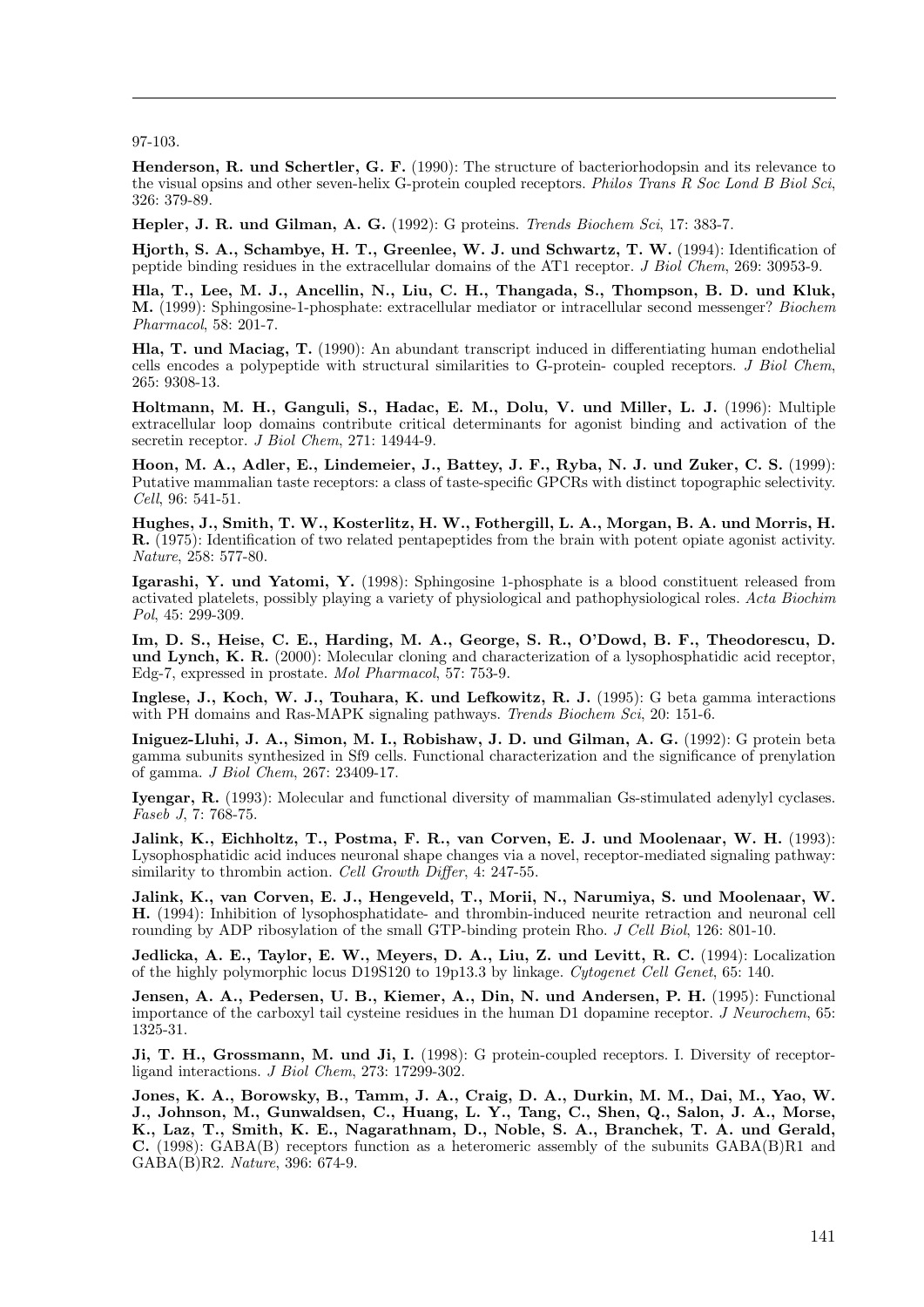97-103.

**Henderson, R. und Schertler, G. F.** (1990): The structure of bacteriorhodopsin and its relevance to the visual opsins and other seven-helix G-protein coupled receptors. *Philos Trans R Soc Lond B Biol Sci*, 326: 379-89.

**Hepler, J. R. und Gilman, A. G.** (1992): G proteins. *Trends Biochem Sci*, 17: 383-7.

**Hjorth, S. A., Schambye, H. T., Greenlee, W. J. und Schwartz, T. W.** (1994): Identification of peptide binding residues in the extracellular domains of the AT1 receptor. *J Biol Chem*, 269: 30953-9.

**Hla, T., Lee, M. J., Ancellin, N., Liu, C. H., Thangada, S., Thompson, B. D. und Kluk, M.** (1999): Sphingosine-1-phosphate: extracellular mediator or intracellular second messenger? *Biochem Pharmacol*, 58: 201-7.

**Hla, T. und Maciag, T.** (1990): An abundant transcript induced in differentiating human endothelial cells encodes a polypeptide with structural similarities to G-protein- coupled receptors. *J Biol Chem*, 265: 9308-13.

**Holtmann, M. H., Ganguli, S., Hadac, E. M., Dolu, V. und Miller, L. J.** (1996): Multiple extracellular loop domains contribute critical determinants for agonist binding and activation of the secretin receptor. *J Biol Chem*, 271: 14944-9.

**Hoon, M. A., Adler, E., Lindemeier, J., Battey, J. F., Ryba, N. J. und Zuker, C. S.** (1999): Putative mammalian taste receptors: a class of taste-specific GPCRs with distinct topographic selectivity. *Cell*, 96: 541-51.

**Hughes, J., Smith, T. W., Kosterlitz, H. W., Fothergill, L. A., Morgan, B. A. und Morris, H. R.** (1975): Identification of two related pentapeptides from the brain with potent opiate agonist activity. *Nature*, 258: 577-80.

**Igarashi, Y. und Yatomi, Y.** (1998): Sphingosine 1-phosphate is a blood constituent released from activated platelets, possibly playing a variety of physiological and pathophysiological roles. *Acta Biochim Pol*, 45: 299-309.

**Im, D. S., Heise, C. E., Harding, M. A., George, S. R., O'Dowd, B. F., Theodorescu, D. und Lynch, K. R.** (2000): Molecular cloning and characterization of a lysophosphatidic acid receptor, Edg-7, expressed in prostate. *Mol Pharmacol*, 57: 753-9.

**Inglese, J., Koch, W. J., Touhara, K. und Lefkowitz, R. J.** (1995): G beta gamma interactions with PH domains and Ras-MAPK signaling pathways. *Trends Biochem Sci*, 20: 151-6.

**Iniguez-Lluhi, J. A., Simon, M. I., Robishaw, J. D. und Gilman, A. G.** (1992): G protein beta gamma subunits synthesized in Sf9 cells. Functional characterization and the significance of prenylation of gamma. *J Biol Chem*, 267: 23409-17.

**Iyengar, R.** (1993): Molecular and functional diversity of mammalian Gs-stimulated adenylyl cyclases. *Faseb J*, 7: 768-75.

**Jalink, K., Eichholtz, T., Postma, F. R., van Corven, E. J. und Moolenaar, W. H.** (1993): Lysophosphatidic acid induces neuronal shape changes via a novel, receptor-mediated signaling pathway: similarity to thrombin action. *Cell Growth Differ*, 4: 247-55.

**Jalink, K., van Corven, E. J., Hengeveld, T., Morii, N., Narumiya, S. und Moolenaar, W. H.** (1994): Inhibition of lysophosphatidate- and thrombin-induced neurite retraction and neuronal cell rounding by ADP ribosylation of the small GTP-binding protein Rho. *J Cell Biol*, 126: 801-10.

**Jedlicka, A. E., Taylor, E. W., Meyers, D. A., Liu, Z. und Levitt, R. C.** (1994): Localization of the highly polymorphic locus D19S120 to 19p13.3 by linkage. *Cytogenet Cell Genet*, 65: 140.

**Jensen, A. A., Pedersen, U. B., Kiemer, A., Din, N. und Andersen, P. H.** (1995): Functional importance of the carboxyl tail cysteine residues in the human D1 dopamine receptor. *J Neurochem*, 65: 1325-31.

**Ji, T. H., Grossmann, M. und Ji, I.** (1998): G protein-coupled receptors. I. Diversity of receptor-ligand interactions. *J Biol Chem*, 273: 17299-302.

**Jones, K. A., Borowsky, B., Tamm, J. A., Craig, D. A., Durkin, M. M., Dai, M., Yao, W. J., Johnson, M., Gunwaldsen, C., Huang, L. Y., Tang, C., Shen, Q., Salon, J. A., Morse, K., Laz, T., Smith, K. E., Nagarathnam, D., Noble, S. A., Branchek, T. A. und Gerald, C.** (1998): GABA(B) receptors function as a heteromeric assembly of the subunits GABA(B)R1 and GABA(B)R2. *Nature*, 396: 674-9.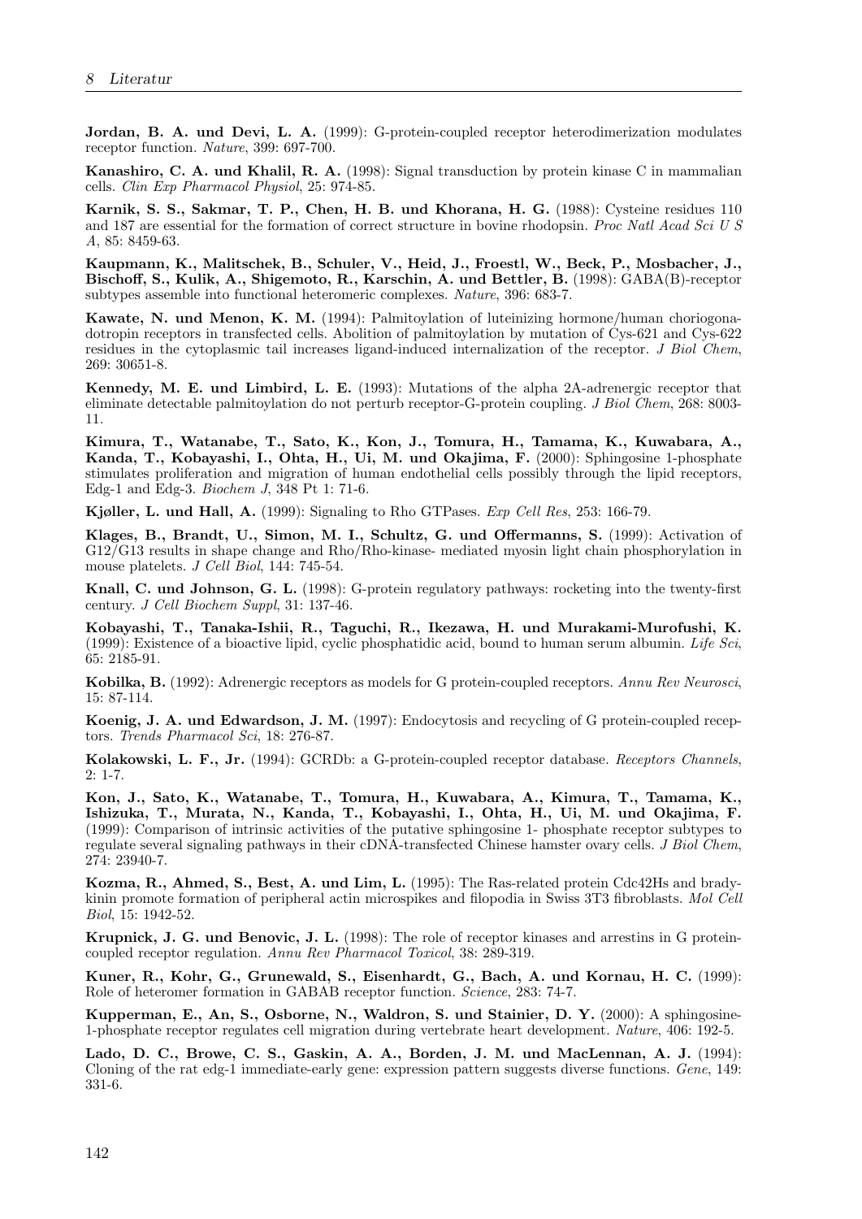**Jordan, B. A. und Devi, L. A.** (1999): G-protein-coupled receptor heterodimerization modulates receptor function. *Nature*, 399: 697-700.

**Kanashiro, C. A. und Khalil, R. A.** (1998): Signal transduction by protein kinase C in mammalian cells. *Clin Exp Pharmacol Physiol*, 25: 974-85.

**Karnik, S. S., Sakmar, T. P., Chen, H. B. und Khorana, H. G.** (1988): Cysteine residues 110 and 187 are essential for the formation of correct structure in bovine rhodopsin. *Proc Natl Acad Sci U S A*, 85: 8459-63.

**Kaupmann, K., Malitschek, B., Schuler, V., Heid, J., Froestl, W., Beck, P., Mosbacher, J., Bischoff, S., Kulik, A., Shigemoto, R., Karschin, A. und Bettler, B.** (1998): GABA(B)-receptor subtypes assemble into functional heteromeric complexes. *Nature*, 396: 683-7.

**Kawate, N. und Menon, K. M.** (1994): Palmitoylation of luteinizing hormone/human choriogonadotropin receptors in transfected cells. Abolition of palmitoylation by mutation of Cys-621 and Cys-622 residues in the cytoplasmic tail increases ligand-induced internalization of the receptor. *J Biol Chem*, 269: 30651-8.

**Kennedy, M. E. und Limbird, L. E.** (1993): Mutations of the alpha 2A-adrenergic receptor that eliminate detectable palmitoylation do not perturb receptor-G-protein coupling. *J Biol Chem*, 268: 8003-11.

**Kimura, T., Watanabe, T., Sato, K., Kon, J., Tomura, H., Tamama, K., Kuwabara, A., Kanda, T., Kobayashi, I., Ohta, H., Ui, M. und Okajima, F.** (2000): Sphingosine 1-phosphate stimulates proliferation and migration of human endothelial cells possibly through the lipid receptors, Edg-1 and Edg-3. *Biochem J*, 348 Pt 1: 71-6.

**Kjøller, L. und Hall, A.** (1999): Signaling to Rho GTPases. *Exp Cell Res*, 253: 166-79.

**Klages, B., Brandt, U., Simon, M. I., Schultz, G. und Offermanns, S.** (1999): Activation of G12/G13 results in shape change and Rho/Rho-kinase- mediated myosin light chain phosphorylation in mouse platelets. *J Cell Biol*, 144: 745-54.

**Knall, C. und Johnson, G. L.** (1998): G-protein regulatory pathways: rocketing into the twenty-first century. *J Cell Biochem Suppl*, 31: 137-46.

**Kobayashi, T., Tanaka-Ishii, R., Taguchi, R., Ikezawa, H. und Murakami-Murofushi, K.** (1999): Existence of a bioactive lipid, cyclic phosphatidic acid, bound to human serum albumin. *Life Sci*, 65: 2185-91.

**Kobilka, B.** (1992): Adrenergic receptors as models for G protein-coupled receptors. *Annu Rev Neurosci*, 15: 87-114.

**Koenig, J. A. und Edwardson, J. M.** (1997): Endocytosis and recycling of G protein-coupled receptors. *Trends Pharmacol Sci*, 18: 276-87.

**Kolakowski, L. F., Jr.** (1994): GCRDb: a G-protein-coupled receptor database. *Receptors Channels*, 2: 1-7.

**Kon, J., Sato, K., Watanabe, T., Tomura, H., Kuwabara, A., Kimura, T., Tamama, K., Ishizuka, T., Murata, N., Kanda, T., Kobayashi, I., Ohta, H., Ui, M. und Okajima, F.** (1999): Comparison of intrinsic activities of the putative sphingosine 1- phosphate receptor subtypes to regulate several signaling pathways in their cDNA-transfected Chinese hamster ovary cells. *J Biol Chem*, 274: 23940-7.

**Kozma, R., Ahmed, S., Best, A. und Lim, L.** (1995): The Ras-related protein Cdc42Hs and bradykinin promote formation of peripheral actin microspikes and filopodia in Swiss 3T3 fibroblasts. *Mol Cell Biol*, 15: 1942-52.

**Krupnick, J. G. und Benovic, J. L.** (1998): The role of receptor kinases and arrestins in G protein-coupled receptor regulation. *Annu Rev Pharmacol Toxicol*, 38: 289-319.

**Kuner, R., Kohr, G., Grunewald, S., Eisenhardt, G., Bach, A. und Kornau, H. C.** (1999): Role of heteromer formation in GABAB receptor function. *Science*, 283: 74-7.

**Kupperman, E., An, S., Osborne, N., Waldron, S. und Stainier, D. Y.** (2000): A sphingosine-1-phosphate receptor regulates cell migration during vertebrate heart development. *Nature*, 406: 192-5.

**Lado, D. C., Browe, C. S., Gaskin, A. A., Borden, J. M. und MacLennan, A. J.** (1994): Cloning of the rat edg-1 immediate-early gene: expression pattern suggests diverse functions. *Gene*, 149: 331-6.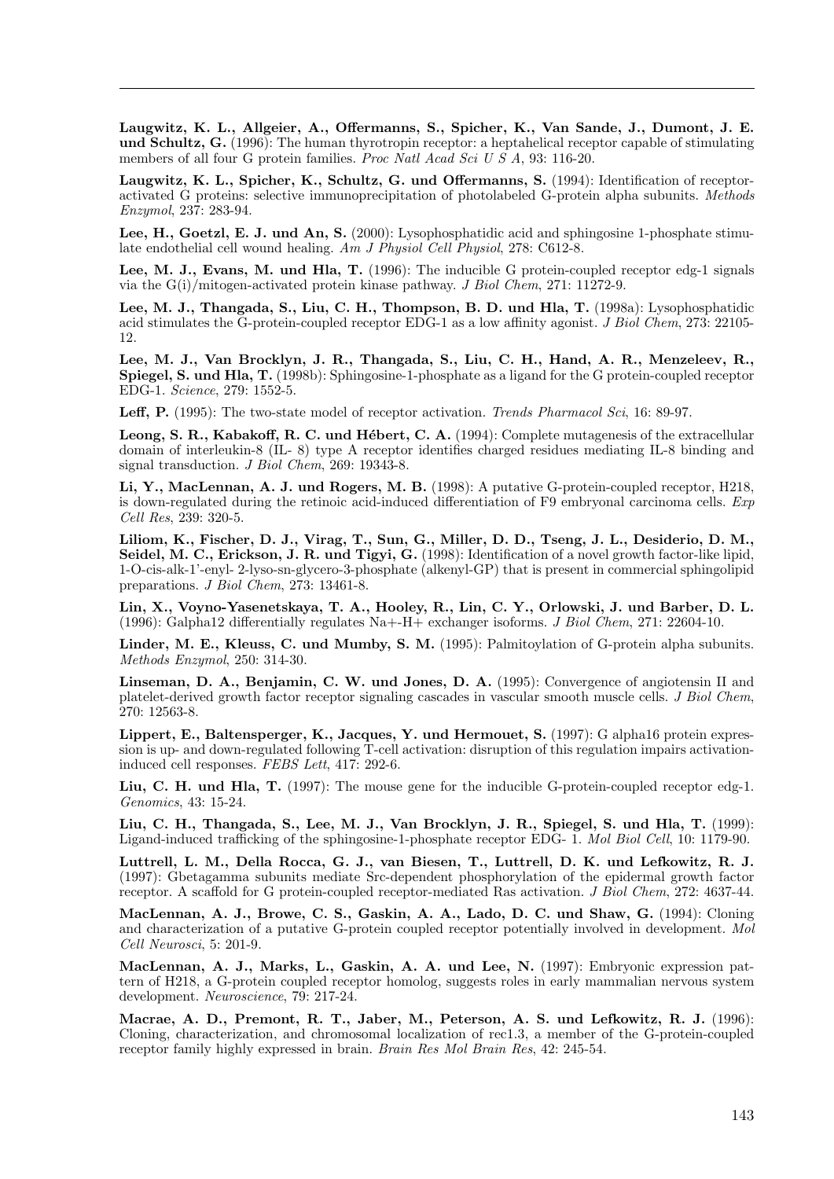**Laugwitz, K. L., Allgeier, A., Offermanns, S., Spicher, K., Van Sande, J., Dumont, J. E. und Schultz, G.** (1996): The human thyrotropin receptor: a heptahelical receptor capable of stimulating members of all four G protein families. *Proc Natl Acad Sci U S A*, 93: 116-20.

**Laugwitz, K. L., Spicher, K., Schultz, G. und Offermanns, S.** (1994): Identification of receptor-activated G proteins: selective immunoprecipitation of photolabeled G-protein alpha subunits. *Methods Enzymol*, 237: 283-94.

**Lee, H., Goetzl, E. J. und An, S.** (2000): Lysophosphatidic acid and sphingosine 1-phosphate stimulate endothelial cell wound healing. *Am J Physiol Cell Physiol*, 278: C612-8.

**Lee, M. J., Evans, M. und Hla, T.** (1996): The inducible G protein-coupled receptor edg-1 signals via the G(i)/mitogen-activated protein kinase pathway. *J Biol Chem*, 271: 11272-9.

**Lee, M. J., Thangada, S., Liu, C. H., Thompson, B. D. und Hla, T.** (1998a): Lysophosphatidic acid stimulates the G-protein-coupled receptor EDG-1 as a low affinity agonist. *J Biol Chem*, 273: 22105-12.

**Lee, M. J., Van Brocklyn, J. R., Thangada, S., Liu, C. H., Hand, A. R., Menzeleev, R., Spiegel, S. und Hla, T.** (1998b): Sphingosine-1-phosphate as a ligand for the G protein-coupled receptor EDG-1. *Science*, 279: 1552-5.

**Leff, P.** (1995): The two-state model of receptor activation. *Trends Pharmacol Sci*, 16: 89-97.

**Leong, S. R., Kabakoff, R. C. und Hébert, C. A.** (1994): Complete mutagenesis of the extracellular domain of interleukin-8 (IL- 8) type A receptor identifies charged residues mediating IL-8 binding and signal transduction. *J Biol Chem*, 269: 19343-8.

**Li, Y., MacLennan, A. J. und Rogers, M. B.** (1998): A putative G-protein-coupled receptor, H218, is down-regulated during the retinoic acid-induced differentiation of F9 embryonal carcinoma cells. *Exp Cell Res*, 239: 320-5.

**Liliom, K., Fischer, D. J., Virag, T., Sun, G., Miller, D. D., Tseng, J. L., Desiderio, D. M., Seidel, M. C., Erickson, J. R. und Tigyi, G.** (1998): Identification of a novel growth factor-like lipid, 1-O-cis-alk-1'-enyl- 2-lyso-sn-glycero-3-phosphate (alkenyl-GP) that is present in commercial sphingolipid preparations. *J Biol Chem*, 273: 13461-8.

**Lin, X., Voyno-Yasenetskaya, T. A., Hooley, R., Lin, C. Y., Orlowski, J. und Barber, D. L.** (1996): Galpha12 differentially regulates Na+-H+ exchanger isoforms. *J Biol Chem*, 271: 22604-10.

**Linder, M. E., Kleuss, C. und Mumby, S. M.** (1995): Palmitoylation of G-protein alpha subunits. *Methods Enzymol*, 250: 314-30.

**Linseman, D. A., Benjamin, C. W. und Jones, D. A.** (1995): Convergence of angiotensin II and platelet-derived growth factor receptor signaling cascades in vascular smooth muscle cells. *J Biol Chem*, 270: 12563-8.

**Lippert, E., Baltensperger, K., Jacques, Y. und Hermouet, S.** (1997): G alpha16 protein expression is up- and down-regulated following T-cell activation: disruption of this regulation impairs activation-induced cell responses. *FEBS Lett*, 417: 292-6.

**Liu, C. H. und Hla, T.** (1997): The mouse gene for the inducible G-protein-coupled receptor edg-1. *Genomics*, 43: 15-24.

**Liu, C. H., Thangada, S., Lee, M. J., Van Brocklyn, J. R., Spiegel, S. und Hla, T.** (1999): Ligand-induced trafficking of the sphingosine-1-phosphate receptor EDG- 1. *Mol Biol Cell*, 10: 1179-90.

**Luttrell, L. M., Della Rocca, G. J., van Biesen, T., Luttrell, D. K. und Lefkowitz, R. J.** (1997): Gbetagamma subunits mediate Src-dependent phosphorylation of the epidermal growth factor receptor. A scaffold for G protein-coupled receptor-mediated Ras activation. *J Biol Chem*, 272: 4637-44.

**MacLennan, A. J., Browe, C. S., Gaskin, A. A., Lado, D. C. und Shaw, G.** (1994): Cloning and characterization of a putative G-protein coupled receptor potentially involved in development. *Mol Cell Neurosci*, 5: 201-9.

**MacLennan, A. J., Marks, L., Gaskin, A. A. und Lee, N.** (1997): Embryonic expression pattern of H218, a G-protein coupled receptor homolog, suggests roles in early mammalian nervous system development. *Neuroscience*, 79: 217-24.

**Macrae, A. D., Premont, R. T., Jaber, M., Peterson, A. S. und Lefkowitz, R. J.** (1996): Cloning, characterization, and chromosomal localization of rec1.3, a member of the G-protein-coupled receptor family highly expressed in brain. *Brain Res Mol Brain Res*, 42: 245-54.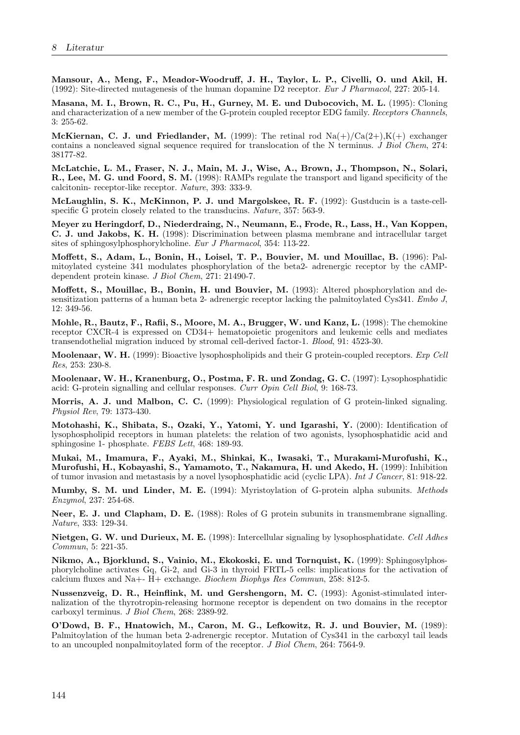**Mansour, A., Meng, F., Meador-Woodruff, J. H., Taylor, L. P., Civelli, O. und Akil, H.** (1992): Site-directed mutagenesis of the human dopamine D2 receptor. *Eur J Pharmacol*, 227: 205-14.

**Masana, M. I., Brown, R. C., Pu, H., Gurney, M. E. und Dubocovich, M. L.** (1995): Cloning and characterization of a new member of the G-protein coupled receptor EDG family. *Receptors Channels*, 3: 255-62.

**McKiernan, C. J. und Friedlander, M.** (1999): The retinal rod Na(+)/Ca(2+),K(+) exchanger contains a noncleaved signal sequence required for translocation of the N terminus. *J Biol Chem*, 274: 38177-82.

**McLatchie, L. M., Fraser, N. J., Main, M. J., Wise, A., Brown, J., Thompson, N., Solari, R., Lee, M. G. und Foord, S. M.** (1998): RAMPs regulate the transport and ligand specificity of the calcitonin- receptor-like receptor. *Nature*, 393: 333-9.

**McLaughlin, S. K., McKinnon, P. J. und Margolskee, R. F.** (1992): Gustducin is a taste-cell-specific G protein closely related to the transducins. *Nature*, 357: 563-9.

**Meyer zu Heringdorf, D., Niederdraing, N., Neumann, E., Frode, R., Lass, H., Van Koppen, C. J. und Jakobs, K. H.** (1998): Discrimination between plasma membrane and intracellular target sites of sphingosylphosphorylcholine. *Eur J Pharmacol*, 354: 113-22.

**Moffett, S., Adam, L., Bonin, H., Loisel, T. P., Bouvier, M. und Mouillac, B.** (1996): Palmitoylated cysteine 341 modulates phosphorylation of the beta2- adrenergic receptor by the cAMP-dependent protein kinase. *J Biol Chem*, 271: 21490-7.

**Moffett, S., Mouillac, B., Bonin, H. und Bouvier, M.** (1993): Altered phosphorylation and desensitization patterns of a human beta 2- adrenergic receptor lacking the palmitoylated Cys341. *Embo J*, 12: 349-56.

**Mohle, R., Bautz, F., Rafii, S., Moore, M. A., Brugger, W. und Kanz, L.** (1998): The chemokine receptor CXCR-4 is expressed on CD34+ hematopoietic progenitors and leukemic cells and mediates transendothelial migration induced by stromal cell-derived factor-1. *Blood*, 91: 4523-30.

**Moolenaar, W. H.** (1999): Bioactive lysophospholipids and their G protein-coupled receptors. *Exp Cell Res*, 253: 230-8.

**Moolenaar, W. H., Kranenburg, O., Postma, F. R. und Zondag, G. C.** (1997): Lysophosphatidic acid: G-protein signalling and cellular responses. *Curr Opin Cell Biol*, 9: 168-73.

**Morris, A. J. und Malbon, C. C.** (1999): Physiological regulation of G protein-linked signaling. *Physiol Rev*, 79: 1373-430.

**Motohashi, K., Shibata, S., Ozaki, Y., Yatomi, Y. und Igarashi, Y.** (2000): Identification of lysophospholipid receptors in human platelets: the relation of two agonists, lysophosphatidic acid and sphingosine 1- phosphate. *FEBS Lett*, 468: 189-93.

**Mukai, M., Imamura, F., Ayaki, M., Shinkai, K., Iwasaki, T., Murakami-Murofushi, K., Murofushi, H., Kobayashi, S., Yamamoto, T., Nakamura, H. und Akedo, H.** (1999): Inhibition of tumor invasion and metastasis by a novel lysophosphatidic acid (cyclic LPA). *Int J Cancer*, 81: 918-22.

**Mumby, S. M. und Linder, M. E.** (1994): Myristoylation of G-protein alpha subunits. *Methods Enzymol*, 237: 254-68.

**Neer, E. J. und Clapham, D. E.** (1988): Roles of G protein subunits in transmembrane signalling. *Nature*, 333: 129-34.

**Nietgen, G. W. und Durieux, M. E.** (1998): Intercellular signaling by lysophosphatidate. *Cell Adhes Commun*, 5: 221-35.

**Nikmo, A., Bjorklund, S., Vainio, M., Ekokoski, E. und Tornquist, K.** (1999): Sphingosylphosphorylcholine activates Gq, Gi-2, and Gi-3 in thyroid FRTL-5 cells: implications for the activation of calcium fluxes and Na+- H+ exchange. *Biochem Biophys Res Commun*, 258: 812-5.

**Nussenzveig, D. R., Heinflink, M. und Gershengorn, M. C.** (1993): Agonist-stimulated internalization of the thyrotropin-releasing hormone receptor is dependent on two domains in the receptor carboxyl terminus. *J Biol Chem*, 268: 2389-92.

**O'Dowd, B. F., Hnatowich, M., Caron, M. G., Lefkowitz, R. J. und Bouvier, M.** (1989): Palmitoylation of the human beta 2-adrenergic receptor. Mutation of Cys341 in the carboxyl tail leads to an uncoupled nonpalmitoylated form of the receptor. *J Biol Chem*, 264: 7564-9.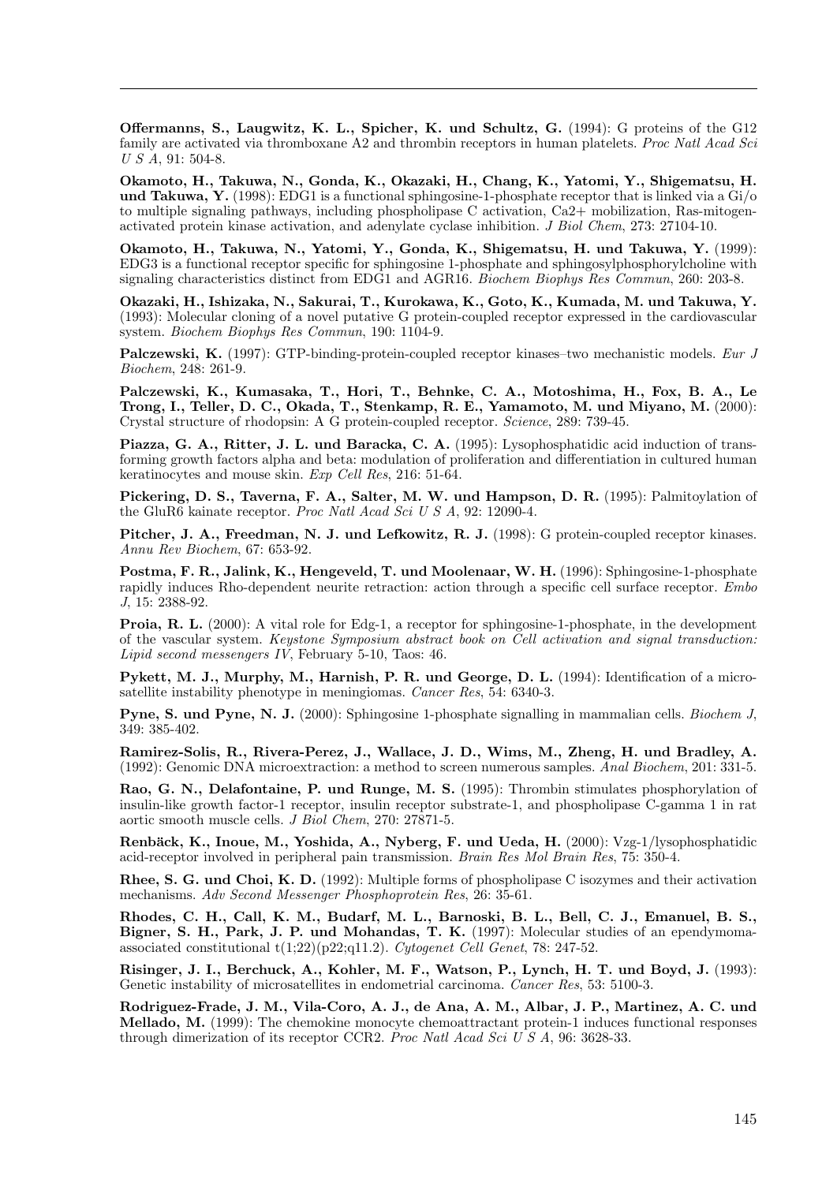**Offermanns, S., Laugwitz, K. L., Spicher, K. und Schultz, G.** (1994): G proteins of the G12 family are activated via thromboxane A2 and thrombin receptors in human platelets. *Proc Natl Acad Sci U S A*, 91: 504-8.

**Okamoto, H., Takuwa, N., Gonda, K., Okazaki, H., Chang, K., Yatomi, Y., Shigematsu, H. und Takuwa, Y.** (1998): EDG1 is a functional sphingosine-1-phosphate receptor that is linked via a Gi/o to multiple signaling pathways, including phospholipase C activation, Ca2+ mobilization, Ras-mitogen-activated protein kinase activation, and adenylate cyclase inhibition. *J Biol Chem*, 273: 27104-10.

**Okamoto, H., Takuwa, N., Yatomi, Y., Gonda, K., Shigematsu, H. und Takuwa, Y.** (1999): EDG3 is a functional receptor specific for sphingosine 1-phosphate and sphingosylphosphorylcholine with signaling characteristics distinct from EDG1 and AGR16. *Biochem Biophys Res Commun*, 260: 203-8.

**Okazaki, H., Ishizaka, N., Sakurai, T., Kurokawa, K., Goto, K., Kumada, M. und Takuwa, Y.** (1993): Molecular cloning of a novel putative G protein-coupled receptor expressed in the cardiovascular system. *Biochem Biophys Res Commun*, 190: 1104-9.

**Palczewski, K.** (1997): GTP-binding-protein-coupled receptor kinases–two mechanistic models. *Eur J Biochem*, 248: 261-9.

**Palczewski, K., Kumasaka, T., Hori, T., Behnke, C. A., Motoshima, H., Fox, B. A., Le Trong, I., Teller, D. C., Okada, T., Stenkamp, R. E., Yamamoto, M. und Miyano, M.** (2000): Crystal structure of rhodopsin: A G protein-coupled receptor. *Science*, 289: 739-45.

**Piazza, G. A., Ritter, J. L. und Baracka, C. A.** (1995): Lysophosphatidic acid induction of transforming growth factors alpha and beta: modulation of proliferation and differentiation in cultured human keratinocytes and mouse skin. *Exp Cell Res*, 216: 51-64.

**Pickering, D. S., Taverna, F. A., Salter, M. W. und Hampson, D. R.** (1995): Palmitoylation of the GluR6 kainate receptor. *Proc Natl Acad Sci U S A*, 92: 12090-4.

**Pitcher, J. A., Freedman, N. J. und Lefkowitz, R. J.** (1998): G protein-coupled receptor kinases. *Annu Rev Biochem*, 67: 653-92.

**Postma, F. R., Jalink, K., Hengeveld, T. und Moolenaar, W. H.** (1996): Sphingosine-1-phosphate rapidly induces Rho-dependent neurite retraction: action through a specific cell surface receptor. *Embo J*, 15: 2388-92.

**Proia, R. L.** (2000): A vital role for Edg-1, a receptor for sphingosine-1-phosphate, in the development of the vascular system. *Keystone Symposium abstract book on Cell activation and signal transduction: Lipid second messengers IV*, February 5-10, Taos: 46.

**Pykett, M. J., Murphy, M., Harnish, P. R. und George, D. L.** (1994): Identification of a microsatellite instability phenotype in meningiomas. *Cancer Res*, 54: 6340-3.

**Pyne, S. und Pyne, N. J.** (2000): Sphingosine 1-phosphate signalling in mammalian cells. *Biochem J*, 349: 385-402.

**Ramirez-Solis, R., Rivera-Perez, J., Wallace, J. D., Wims, M., Zheng, H. und Bradley, A.** (1992): Genomic DNA microextraction: a method to screen numerous samples. *Anal Biochem*, 201: 331-5.

**Rao, G. N., Delafontaine, P. und Runge, M. S.** (1995): Thrombin stimulates phosphorylation of insulin-like growth factor-1 receptor, insulin receptor substrate-1, and phospholipase C-gamma 1 in rat aortic smooth muscle cells. *J Biol Chem*, 270: 27871-5.

**Renbäck, K., Inoue, M., Yoshida, A., Nyberg, F. und Ueda, H.** (2000): Vzg-1/lysophosphatidic acid-receptor involved in peripheral pain transmission. *Brain Res Mol Brain Res*, 75: 350-4.

**Rhee, S. G. und Choi, K. D.** (1992): Multiple forms of phospholipase C isozymes and their activation mechanisms. *Adv Second Messenger Phosphoprotein Res*, 26: 35-61.

**Rhodes, C. H., Call, K. M., Budarf, M. L., Barnoski, B. L., Bell, C. J., Emanuel, B. S., Bigner, S. H., Park, J. P. und Mohandas, T. K.** (1997): Molecular studies of an ependymoma-associated constitutional t(1;22)(p22;q11.2). *Cytogenet Cell Genet*, 78: 247-52.

**Risinger, J. I., Berchuck, A., Kohler, M. F., Watson, P., Lynch, H. T. und Boyd, J.** (1993): Genetic instability of microsatellites in endometrial carcinoma. *Cancer Res*, 53: 5100-3.

**Rodriguez-Frade, J. M., Vila-Coro, A. J., de Ana, A. M., Albar, J. P., Martinez, A. C. und Mellado, M.** (1999): The chemokine monocyte chemoattractant protein-1 induces functional responses through dimerization of its receptor CCR2. *Proc Natl Acad Sci U S A*, 96: 3628-33.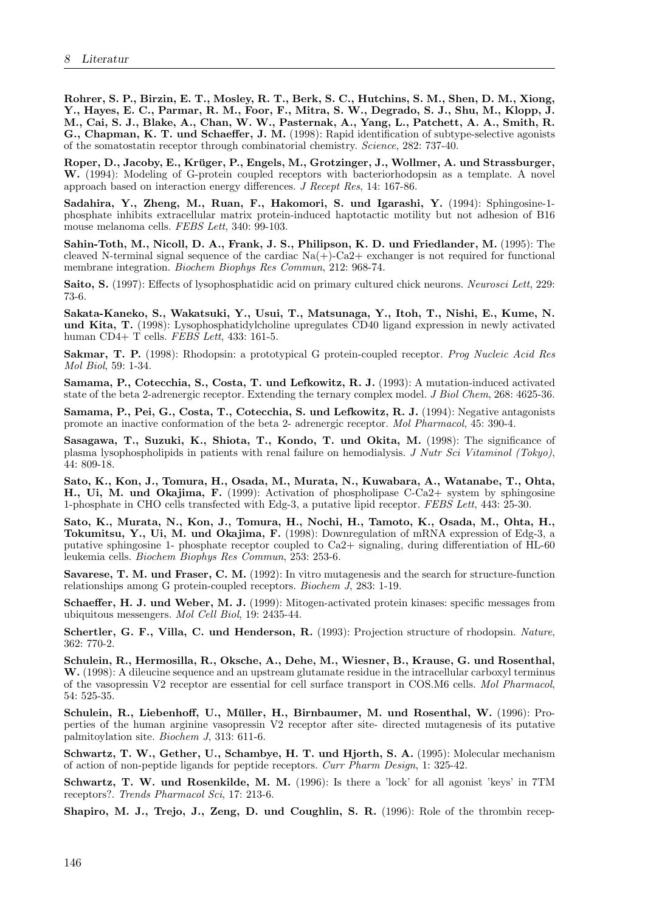**Rohrer, S. P., Birzin, E. T., Mosley, R. T., Berk, S. C., Hutchins, S. M., Shen, D. M., Xiong, Y., Hayes, E. C., Parmar, R. M., Foor, F., Mitra, S. W., Degrado, S. J., Shu, M., Klopp, J. M., Cai, S. J., Blake, A., Chan, W. W., Pasternak, A., Yang, L., Patchett, A. A., Smith, R. G., Chapman, K. T. und Schaeffer, J. M.** (1998): Rapid identification of subtype-selective agonists of the somatostatin receptor through combinatorial chemistry. *Science*, 282: 737-40.

**Roper, D., Jacoby, E., Krüger, P., Engels, M., Grotzinger, J., Wollmer, A. und Strassburger, W.** (1994): Modeling of G-protein coupled receptors with bacteriorhodopsin as a template. A novel approach based on interaction energy differences. *J Recept Res*, 14: 167-86.

**Sadahira, Y., Zheng, M., Ruan, F., Hakomori, S. und Igarashi, Y.** (1994): Sphingosine-1-phosphate inhibits extracellular matrix protein-induced haptotactic motility but not adhesion of B16 mouse melanoma cells. *FEBS Lett*, 340: 99-103.

**Sahin-Toth, M., Nicoll, D. A., Frank, J. S., Philipson, K. D. und Friedlander, M.** (1995): The cleaved N-terminal signal sequence of the cardiac Na(+)-Ca2+ exchanger is not required for functional membrane integration. *Biochem Biophys Res Commun*, 212: 968-74.

**Saito, S.** (1997): Effects of lysophosphatidic acid on primary cultured chick neurons. *Neurosci Lett*, 229: 73-6.

**Sakata-Kaneko, S., Wakatsuki, Y., Usui, T., Matsunaga, Y., Itoh, T., Nishi, E., Kume, N. und Kita, T.** (1998): Lysophosphatidylcholine upregulates CD40 ligand expression in newly activated human CD4+ T cells. *FEBS Lett*, 433: 161-5.

**Sakmar, T. P.** (1998): Rhodopsin: a prototypical G protein-coupled receptor. *Prog Nucleic Acid Res Mol Biol*, 59: 1-34.

**Samama, P., Cotecchia, S., Costa, T. und Lefkowitz, R. J.** (1993): A mutation-induced activated state of the beta 2-adrenergic receptor. Extending the ternary complex model. *J Biol Chem*, 268: 4625-36.

**Samama, P., Pei, G., Costa, T., Cotecchia, S. und Lefkowitz, R. J.** (1994): Negative antagonists promote an inactive conformation of the beta 2- adrenergic receptor. *Mol Pharmacol*, 45: 390-4.

**Sasagawa, T., Suzuki, K., Shiota, T., Kondo, T. und Okita, M.** (1998): The significance of plasma lysophospholipids in patients with renal failure on hemodialysis. *J Nutr Sci Vitaminol (Tokyo)*, 44: 809-18.

**Sato, K., Kon, J., Tomura, H., Osada, M., Murata, N., Kuwabara, A., Watanabe, T., Ohta, H., Ui, M. und Okajima, F.** (1999): Activation of phospholipase C-Ca2+ system by sphingosine 1-phosphate in CHO cells transfected with Edg-3, a putative lipid receptor. *FEBS Lett*, 443: 25-30.

**Sato, K., Murata, N., Kon, J., Tomura, H., Nochi, H., Tamoto, K., Osada, M., Ohta, H., Tokumitsu, Y., Ui, M. und Okajima, F.** (1998): Downregulation of mRNA expression of Edg-3, a putative sphingosine 1- phosphate receptor coupled to Ca2+ signaling, during differentiation of HL-60 leukemia cells. *Biochem Biophys Res Commun*, 253: 253-6.

**Savarese, T. M. und Fraser, C. M.** (1992): In vitro mutagenesis and the search for structure-function relationships among G protein-coupled receptors. *Biochem J*, 283: 1-19.

**Schaeffer, H. J. und Weber, M. J.** (1999): Mitogen-activated protein kinases: specific messages from ubiquitous messengers. *Mol Cell Biol*, 19: 2435-44.

**Schertler, G. F., Villa, C. und Henderson, R.** (1993): Projection structure of rhodopsin. *Nature*, 362: 770-2.

**Schulein, R., Hermosilla, R., Oksche, A., Dehe, M., Wiesner, B., Krause, G. und Rosenthal, W.** (1998): A dileucine sequence and an upstream glutamate residue in the intracellular carboxyl terminus of the vasopressin V2 receptor are essential for cell surface transport in COS.M6 cells. *Mol Pharmacol*, 54: 525-35.

**Schulein, R., Liebenhoff, U., Müller, H., Birnbaumer, M. und Rosenthal, W.** (1996): Properties of the human arginine vasopressin V2 receptor after site- directed mutagenesis of its putative palmitoylation site. *Biochem J*, 313: 611-6.

**Schwartz, T. W., Gether, U., Schambye, H. T. und Hjorth, S. A.** (1995): Molecular mechanism of action of non-peptide ligands for peptide receptors. *Curr Pharm Design*, 1: 325-42.

**Schwartz, T. W. und Rosenkilde, M. M.** (1996): Is there a 'lock' for all agonist 'keys' in 7TM receptors?. *Trends Pharmacol Sci*, 17: 213-6.

**Shapiro, M. J., Trejo, J., Zeng, D. und Coughlin, S. R.** (1996): Role of the thrombin recep-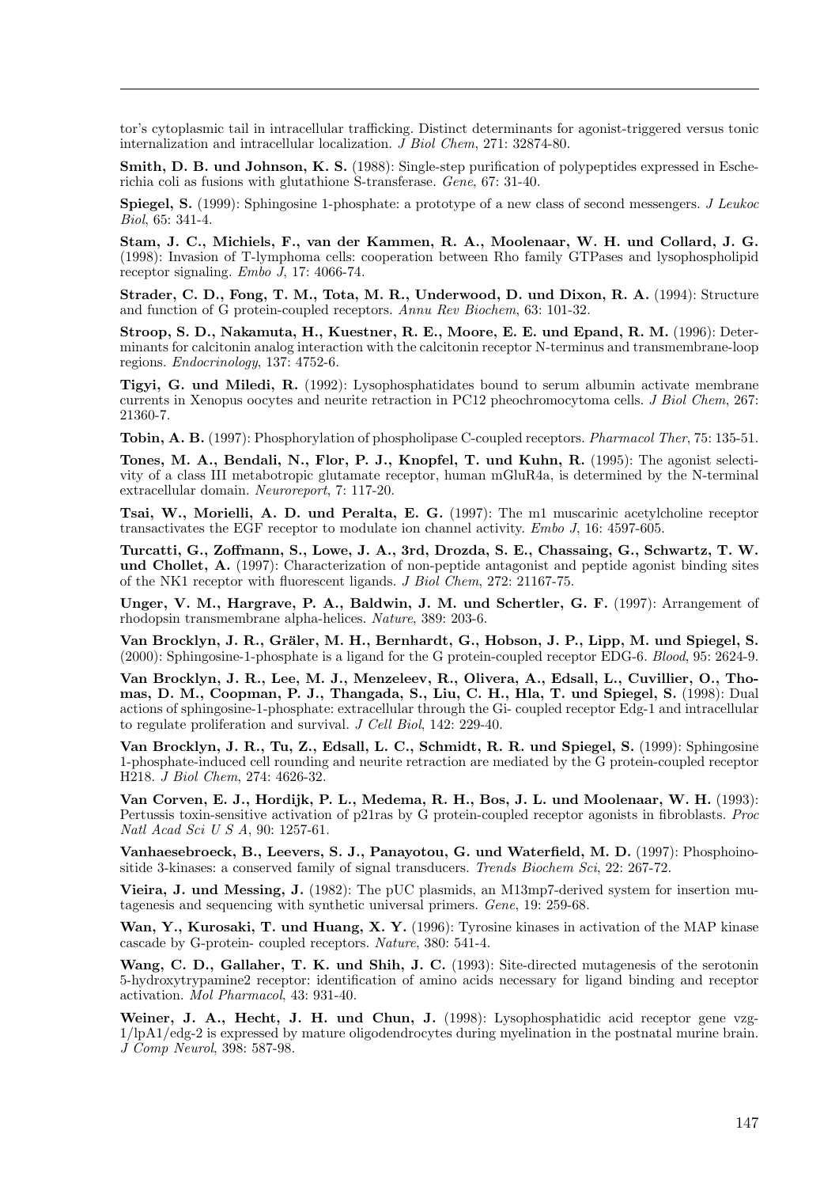tor's cytoplasmic tail in intracellular trafficking. Distinct determinants for agonist-triggered versus tonic internalization and intracellular localization. *J Biol Chem*, 271: 32874-80.

**Smith, D. B. und Johnson, K. S.** (1988): Single-step purification of polypeptides expressed in Escherichia coli as fusions with glutathione S-transferase. *Gene*, 67: 31-40.

**Spiegel, S.** (1999): Sphingosine 1-phosphate: a prototype of a new class of second messengers. *J Leukoc Biol*, 65: 341-4.

**Stam, J. C., Michiels, F., van der Kammen, R. A., Moolenaar, W. H. und Collard, J. G.** (1998): Invasion of T-lymphoma cells: cooperation between Rho family GTPases and lysophospholipid receptor signaling. *Embo J*, 17: 4066-74.

**Strader, C. D., Fong, T. M., Tota, M. R., Underwood, D. und Dixon, R. A.** (1994): Structure and function of G protein-coupled receptors. *Annu Rev Biochem*, 63: 101-32.

**Stroop, S. D., Nakamuta, H., Kuestner, R. E., Moore, E. E. und Epand, R. M.** (1996): Determinants for calcitonin analog interaction with the calcitonin receptor N-terminus and transmembrane-loop regions. *Endocrinology*, 137: 4752-6.

**Tigyi, G. und Miledi, R.** (1992): Lysophosphatidates bound to serum albumin activate membrane currents in Xenopus oocytes and neurite retraction in PC12 pheochromocytoma cells. *J Biol Chem*, 267: 21360-7.

**Tobin, A. B.** (1997): Phosphorylation of phospholipase C-coupled receptors. *Pharmacol Ther*, 75: 135-51.

**Tones, M. A., Bendali, N., Flor, P. J., Knopfel, T. und Kuhn, R.** (1995): The agonist selectivity of a class III metabotropic glutamate receptor, human mGluR4a, is determined by the N-terminal extracellular domain. *Neuroreport*, 7: 117-20.

**Tsai, W., Morielli, A. D. und Peralta, E. G.** (1997): The m1 muscarinic acetylcholine receptor transactivates the EGF receptor to modulate ion channel activity. *Embo J*, 16: 4597-605.

**Turcatti, G., Zoffmann, S., Lowe, J. A., 3rd, Drozda, S. E., Chassaing, G., Schwartz, T. W. und Chollet, A.** (1997): Characterization of non-peptide antagonist and peptide agonist binding sites of the NK1 receptor with fluorescent ligands. *J Biol Chem*, 272: 21167-75.

**Unger, V. M., Hargrave, P. A., Baldwin, J. M. und Schertler, G. F.** (1997): Arrangement of rhodopsin transmembrane alpha-helices. *Nature*, 389: 203-6.

**Van Brocklyn, J. R., Gräler, M. H., Bernhardt, G., Hobson, J. P., Lipp, M. und Spiegel, S.** (2000): Sphingosine-1-phosphate is a ligand for the G protein-coupled receptor EDG-6. *Blood*, 95: 2624-9.

**Van Brocklyn, J. R., Lee, M. J., Menzeleev, R., Olivera, A., Edsall, L., Cuvillier, O., Thomas, D. M., Coopman, P. J., Thangada, S., Liu, C. H., Hla, T. und Spiegel, S.** (1998): Dual actions of sphingosine-1-phosphate: extracellular through the Gi- coupled receptor Edg-1 and intracellular to regulate proliferation and survival. *J Cell Biol*, 142: 229-40.

**Van Brocklyn, J. R., Tu, Z., Edsall, L. C., Schmidt, R. R. und Spiegel, S.** (1999): Sphingosine 1-phosphate-induced cell rounding and neurite retraction are mediated by the G protein-coupled receptor H218. *J Biol Chem*, 274: 4626-32.

**Van Corven, E. J., Hordijk, P. L., Medema, R. H., Bos, J. L. und Moolenaar, W. H.** (1993): Pertussis toxin-sensitive activation of p21ras by G protein-coupled receptor agonists in fibroblasts. *Proc Natl Acad Sci U S A*, 90: 1257-61.

**Vanhaesebroeck, B., Leevers, S. J., Panayotou, G. und Waterfield, M. D.** (1997): Phosphoinositide 3-kinases: a conserved family of signal transducers. *Trends Biochem Sci*, 22: 267-72.

**Vieira, J. und Messing, J.** (1982): The pUC plasmids, an M13mp7-derived system for insertion mutagenesis and sequencing with synthetic universal primers. *Gene*, 19: 259-68.

**Wan, Y., Kurosaki, T. und Huang, X. Y.** (1996): Tyrosine kinases in activation of the MAP kinase cascade by G-protein- coupled receptors. *Nature*, 380: 541-4.

**Wang, C. D., Gallaher, T. K. und Shih, J. C.** (1993): Site-directed mutagenesis of the serotonin 5-hydroxytrypamine2 receptor: identification of amino acids necessary for ligand binding and receptor activation. *Mol Pharmacol*, 43: 931-40.

**Weiner, J. A., Hecht, J. H. und Chun, J.** (1998): Lysophosphatidic acid receptor gene vzg-1/lpA1/edg-2 is expressed by mature oligodendrocytes during myelination in the postnatal murine brain. *J Comp Neurol*, 398: 587-98.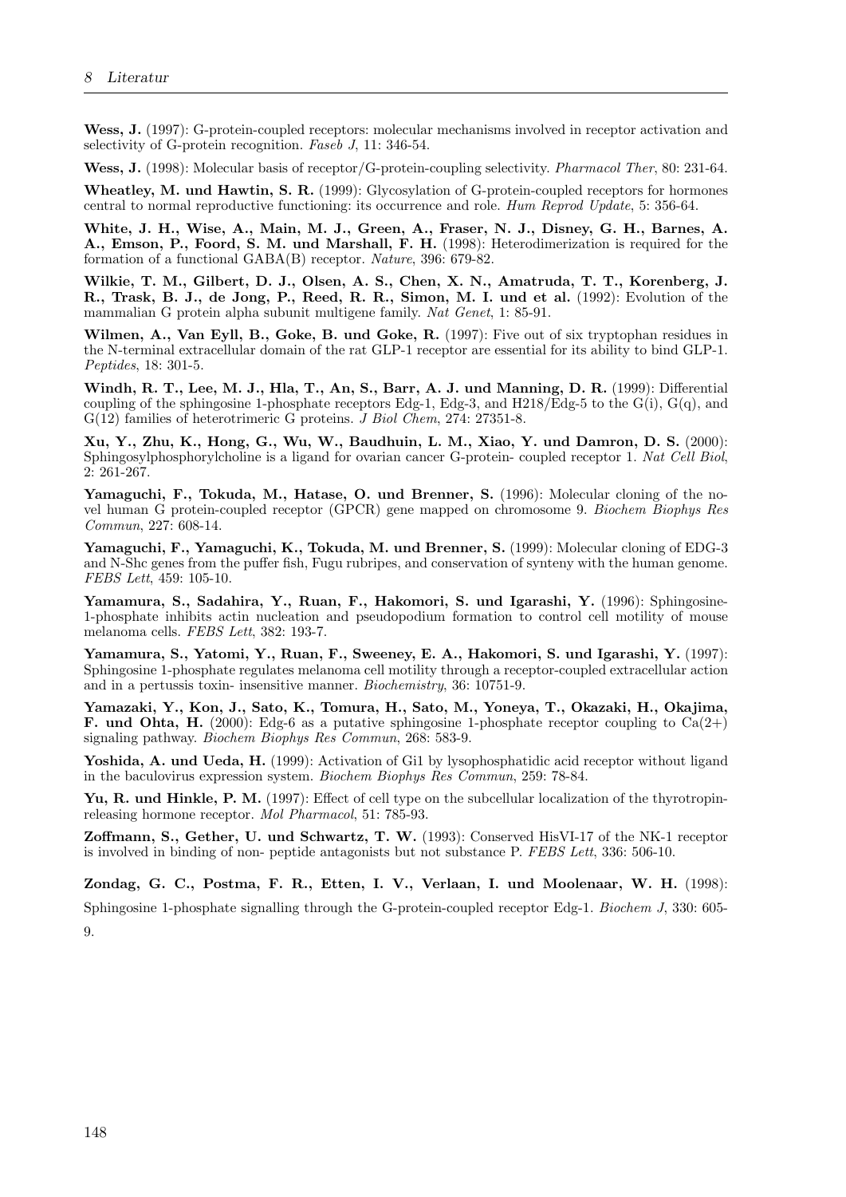**Wess, J.** (1997): G-protein-coupled receptors: molecular mechanisms involved in receptor activation and selectivity of G-protein recognition. *Faseb J*, 11: 346-54.

**Wess, J.** (1998): Molecular basis of receptor/G-protein-coupling selectivity. *Pharmacol Ther*, 80: 231-64.

**Wheatley, M. und Hawtin, S. R.** (1999): Glycosylation of G-protein-coupled receptors for hormones central to normal reproductive functioning: its occurrence and role. *Hum Reprod Update*, 5: 356-64.

**White, J. H., Wise, A., Main, M. J., Green, A., Fraser, N. J., Disney, G. H., Barnes, A. A., Emson, P., Foord, S. M. und Marshall, F. H.** (1998): Heterodimerization is required for the formation of a functional GABA(B) receptor. *Nature*, 396: 679-82.

**Wilkie, T. M., Gilbert, D. J., Olsen, A. S., Chen, X. N., Amatruda, T. T., Korenberg, J. R., Trask, B. J., de Jong, P., Reed, R. R., Simon, M. I. und et al.** (1992): Evolution of the mammalian G protein alpha subunit multigene family. *Nat Genet*, 1: 85-91.

**Wilmen, A., Van Eyll, B., Goke, B. und Goke, R.** (1997): Five out of six tryptophan residues in the N-terminal extracellular domain of the rat GLP-1 receptor are essential for its ability to bind GLP-1. *Peptides*, 18: 301-5.

**Windh, R. T., Lee, M. J., Hla, T., An, S., Barr, A. J. und Manning, D. R.** (1999): Differential coupling of the sphingosine 1-phosphate receptors Edg-1, Edg-3, and H218/Edg-5 to the G(i), G(q), and G(12) families of heterotrimeric G proteins. *J Biol Chem*, 274: 27351-8.

**Xu, Y., Zhu, K., Hong, G., Wu, W., Baudhuin, L. M., Xiao, Y. und Damron, D. S.** (2000): Sphingosylphosphorylcholine is a ligand for ovarian cancer G-protein- coupled receptor 1. *Nat Cell Biol*, 2: 261-267.

**Yamaguchi, F., Tokuda, M., Hatase, O. und Brenner, S.** (1996): Molecular cloning of the novel human G protein-coupled receptor (GPCR) gene mapped on chromosome 9. *Biochem Biophys Res Commun*, 227: 608-14.

**Yamaguchi, F., Yamaguchi, K., Tokuda, M. und Brenner, S.** (1999): Molecular cloning of EDG-3 and N-Shc genes from the puffer fish, Fugu rubripes, and conservation of synteny with the human genome. *FEBS Lett*, 459: 105-10.

**Yamamura, S., Sadahira, Y., Ruan, F., Hakomori, S. und Igarashi, Y.** (1996): Sphingosine-1-phosphate inhibits actin nucleation and pseudopodium formation to control cell motility of mouse melanoma cells. *FEBS Lett*, 382: 193-7.

**Yamamura, S., Yatomi, Y., Ruan, F., Sweeney, E. A., Hakomori, S. und Igarashi, Y.** (1997): Sphingosine 1-phosphate regulates melanoma cell motility through a receptor-coupled extracellular action and in a pertussis toxin- insensitive manner. *Biochemistry*, 36: 10751-9.

**Yamazaki, Y., Kon, J., Sato, K., Tomura, H., Sato, M., Yoneya, T., Okazaki, H., Okajima, F. und Ohta, H.** (2000): Edg-6 as a putative sphingosine 1-phosphate receptor coupling to Ca(2+) signaling pathway. *Biochem Biophys Res Commun*, 268: 583-9.

**Yoshida, A. und Ueda, H.** (1999): Activation of Gi1 by lysophosphatidic acid receptor without ligand in the baculovirus expression system. *Biochem Biophys Res Commun*, 259: 78-84.

**Yu, R. und Hinkle, P. M.** (1997): Effect of cell type on the subcellular localization of the thyrotropin-releasing hormone receptor. *Mol Pharmacol*, 51: 785-93.

**Zoffmann, S., Gether, U. und Schwartz, T. W.** (1993): Conserved HisVI-17 of the NK-1 receptor is involved in binding of non- peptide antagonists but not substance P. *FEBS Lett*, 336: 506-10.

**Zondag, G. C., Postma, F. R., Etten, I. V., Verlaan, I. und Moolenaar, W. H.** (1998): Sphingosine 1-phosphate signalling through the G-protein-coupled receptor Edg-1. *Biochem J*, 330: 605-9.